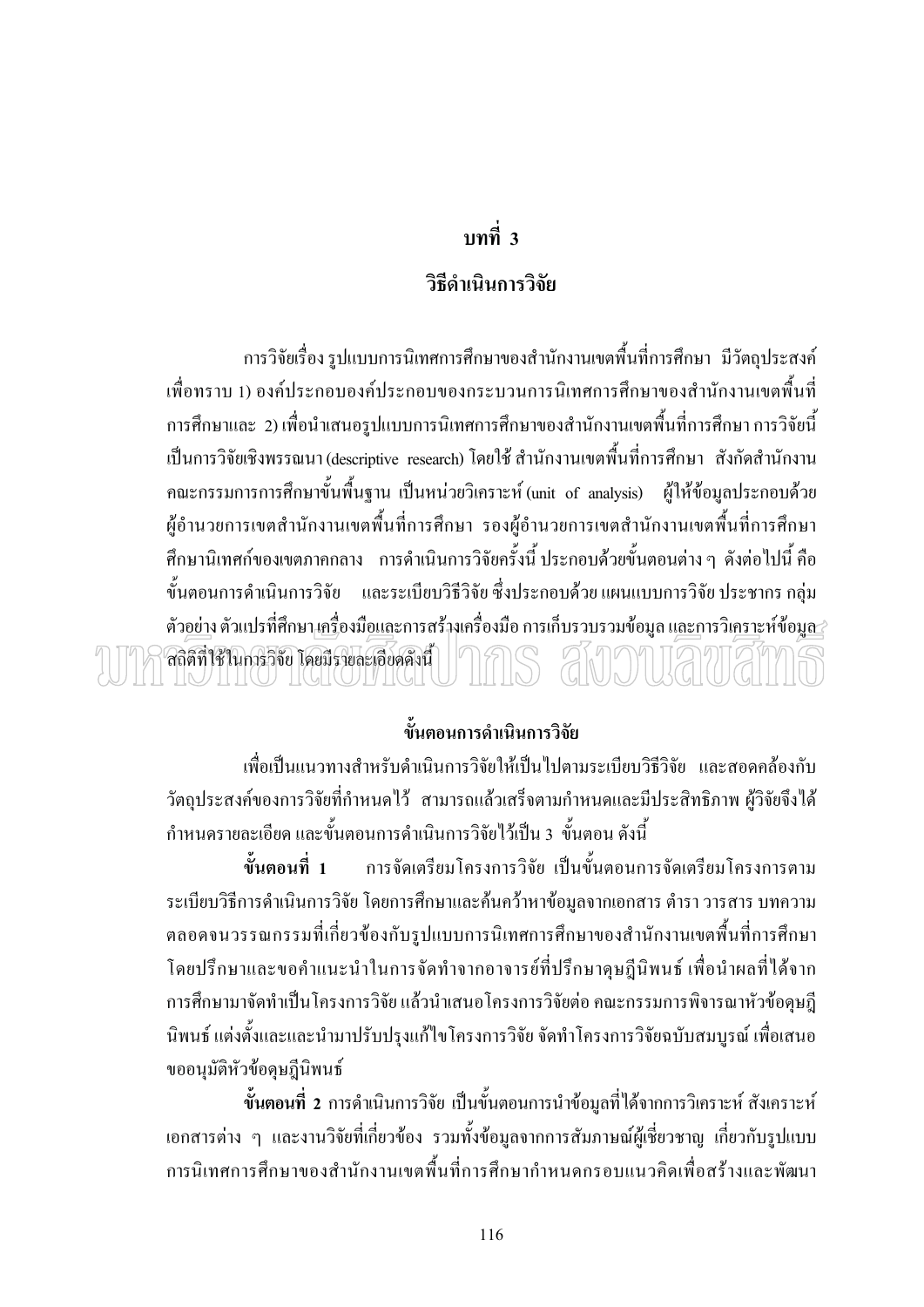# บทที่ 3

## วิธีดำเนินการวิจัย

การวิจัยเรื่อง รูปแบบการนิเทศการศึกษาของสำนักงานเขตพื้นที่การศึกษา มีวัตถุประสงค์เพื่อทราบ 1) องค์ประกอบองค์ประกอบของกระบวนการนิเทศการศึกษาของสำนักงานเขตพื้นที่การศึกษาและ 2) เพื่อนำเสนอรูปแบบการนิเทศการศึกษาของสำนักงานเขตพื้นที่การศึกษา การวิจัยนี้เป็นการวิจัยเชิงพรรณนา (descriptive research) โดยใช้ สำนักงานเขตพื้นที่การศึกษา สังกัดสำนักงานคณะกรรมการการศึกษาขั้นพื้นฐาน เป็นหน่วยวิเคราะห์ (unit of analysis) ผู้ให้ข้อมูลประกอบด้วย ผู้อำนวยการเขตสำนักงานเขตพื้นที่การศึกษา รองผู้อำนวยการเขตสำนักงานเขตพื้นที่การศึกษา ศึกษานิเทศก์ของเขตภาคกลาง การดำเนินการวิจัยครั้งนี้ ประกอบด้วยขั้นตอนต่าง ๆ ดังต่อไปนี้ คือ ขั้นตอนการดำเนินการวิจัย และระเบียบวิธีวิจัย ซึ่งประกอบด้วย แผนแบบการวิจัย ประชากร กลุ่มตัวอย่าง ตัวแปรที่ศึกษา เครื่องมือและการสร้างเครื่องมือ การเก็บรวบรวมข้อมูล และการวิเคราะห์ข้อมูล สถิติที่ใช้ในการวิจัย โดยมีรายละเอียดดังนี้

### ขั้นตอนการดำเนินการวิจัย

เพื่อเป็นแนวทางสำหรับดำเนินการวิจัยให้เป็นไปตามระเบียบวิธีวิจัย และสอดคล้องกับวัตถุประสงค์ของการวิจัยที่กำหนดไว้ สามารถแล้วเสร็จตามกำหนดและมีประสิทธิภาพ ผู้วิจัยจึงได้กำหนดรายละเอียด และขั้นตอนการดำเนินการวิจัยไว้เป็น 3 ขั้นตอน ดังนี้

**ขั้นตอนที่ 1** การจัดเตรียมโครงการวิจัย เป็นขั้นตอนการจัดเตรียมโครงการตามระเบียบวิธีการดำเนินการวิจัย โดยการศึกษาและค้นคว้าหาข้อมูลจากเอกสาร ตำรา วารสาร บทความ ตลอดจนวรรณกรรมที่เกี่ยวข้องกับรูปแบบการนิเทศการศึกษาของสำนักงานเขตพื้นที่การศึกษา โดยปรึกษาและขอคำแนะนำในการจัดทำจากอาจารย์ที่ปรึกษาดุษฎีนิพนธ์ เพื่อนำผลที่ได้จากการศึกษามาจัดทำเป็นโครงการวิจัย แล้วนำเสนอโครงการวิจัยต่อ คณะกรรมการพิจารณาหัวข้อดุษฎีนิพนธ์ แต่งตั้งและและนำมาปรับปรุงแก้ไขโครงการวิจัย จัดทำโครงการวิจัยฉบับสมบูรณ์ เพื่อเสนอขออนุมัติหัวข้อดุษฎีนิพนธ์

**ขั้นตอนที่ 2** การดำเนินการวิจัย เป็นขั้นตอนการนำข้อมูลที่ได้จากการวิเคราะห์ สังเคราะห์เอกสารต่าง ๆ และงานวิจัยที่เกี่ยวข้อง รวมทั้งข้อมูลจากการสัมภาษณ์ผู้เชี่ยวชาญ เกี่ยวกับรูปแบบการนิเทศการศึกษาของสำนักงานเขตพื้นที่การศึกษากำหนดกรอบแนวคิดเพื่อสร้างและพัฒนา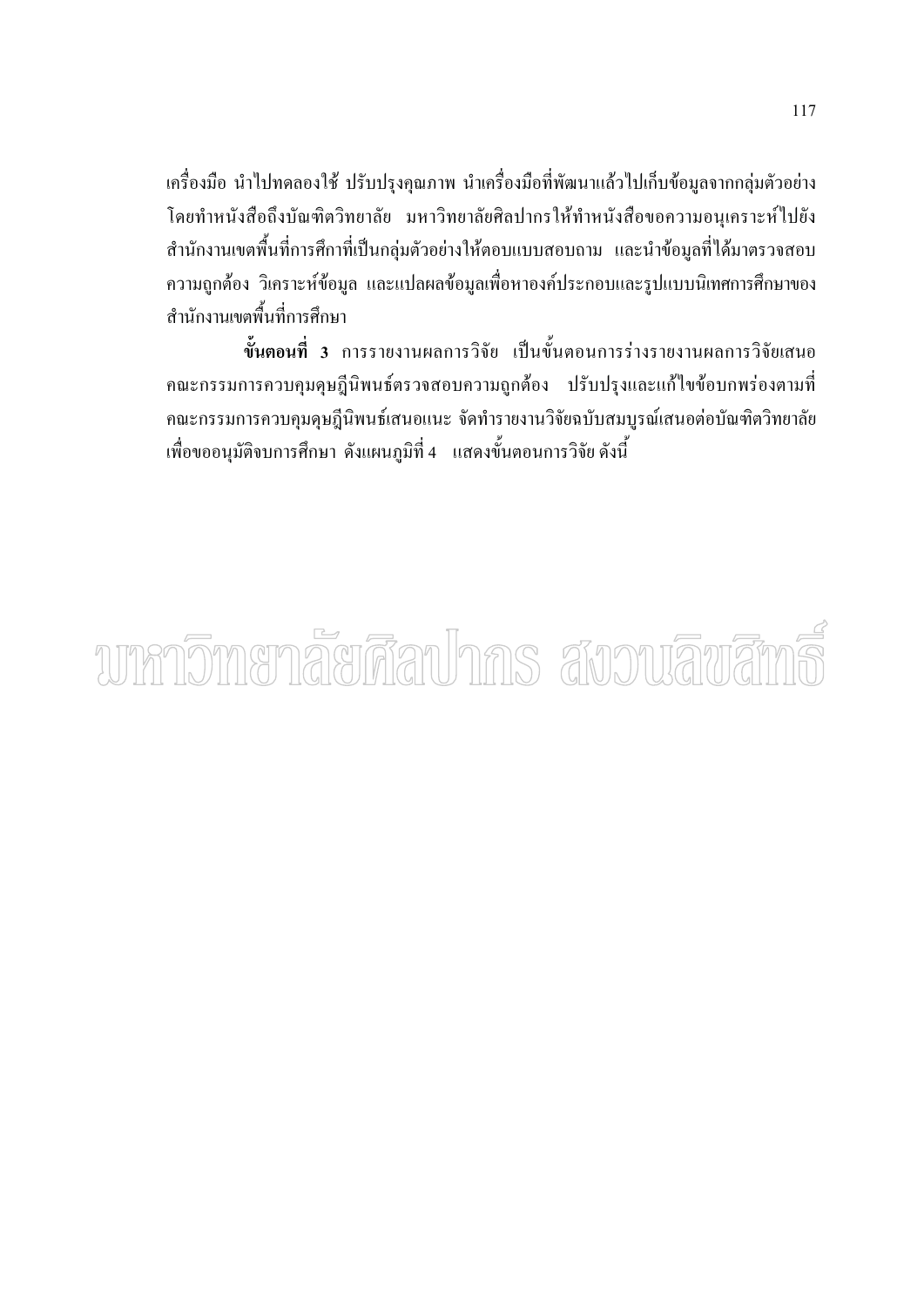เครื่องมือ นำไปทดลองใช้ ปรับปรุงคุณภาพ นำเครื่องมือที่พัฒนาแล้วไปเก็บข้อมูลจากกลุ่มตัวอย่าง โดยทำหนังสือถึงบัณฑิตวิทยาลัย มหาวิทยาลัยศิลปากรให้ทำหนังสือขอความอนุเคราะห์ไปยังสำนักงานเขตพื้นที่การศึกษาที่เป็นกลุ่มตัวอย่างให้ตอบแบบสอบถาม และนำข้อมูลที่ได้มาตรวจสอบความถูกต้อง วิเคราะห์ข้อมูล และแปลผลข้อมูลเพื่อหาองค์ประกอบและรูปแบบนิเทศการศึกษาของสำนักงานเขตพื้นที่การศึกษา

**ขั้นตอนที่ 3** การรายงานผลการวิจัย เป็นขั้นตอนการร่างรายงานผลการวิจัยเสนอคณะกรรมการควบคุมดุษฎีนิพนธ์ตรวจสอบความถูกต้อง ปรับปรุงและแก้ไขข้อบกพร่องตามที่คณะกรรมการควบคุมดุษฎีนิพนธ์เสนอแนะ จัดทำรายงานวิจัยฉบับสมบูรณ์เสนอต่อบัณฑิตวิทยาลัยเพื่อขออนุมัติจบการศึกษา ดังแผนภูมิที่ 4 แสดงขั้นตอนการวิจัย ดังนี้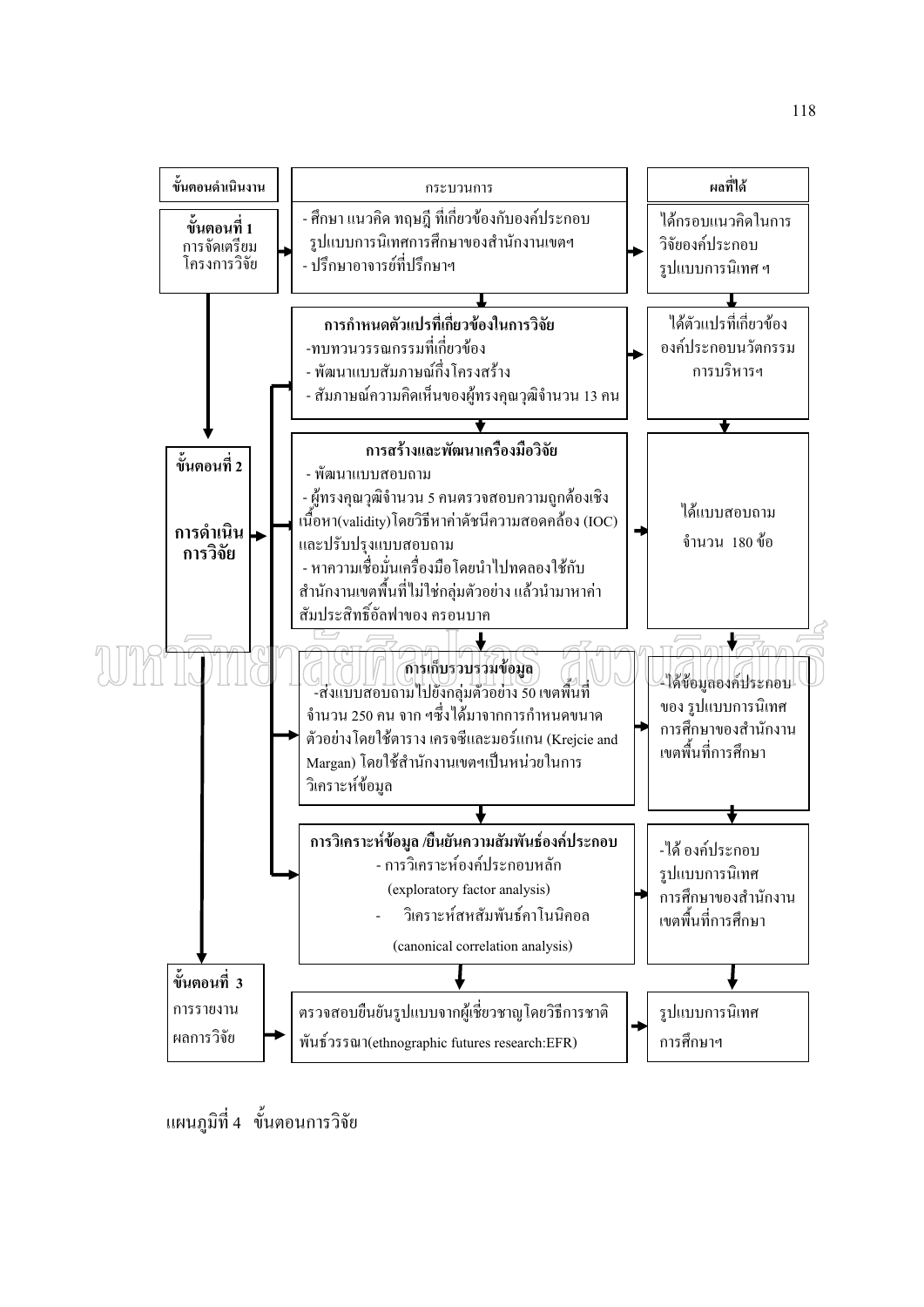| ขั้นตอนดำเนินงาน | กระบวนการ | ผลที่ได้ |
|---|---|---|
| **ขั้นตอนที่ 1** การจัดเตรียมโครงการวิจัย | - ศึกษา แนวคิด ทฤษฎี ที่เกี่ยวข้องกับองค์ประกอบรูปแบบการนิเทศการศึกษาของสำนักงานเขตฯ<br>- ปรึกษาอาจารย์ที่ปรึกษาฯ | ได้กรอบแนวคิดในการวิจัยองค์ประกอบรูปแบบการนิเทศ ฯ |
| **ขั้นตอนที่ 2** **การดำเนินการวิจัย** | **การกำหนดตัวแปรที่เกี่ยวข้องในการวิจัย**<br>-ทบทวนวรรณกรรมที่เกี่ยวข้อง<br>- พัฒนาแบบสัมภาษณ์กึ่งโครงสร้าง<br>- สัมภาษณ์ความคิดเห็นของผู้ทรงคุณวุฒิจำนวน 13 คน | ได้ตัวแปรที่เกี่ยวข้ององค์ประกอบนวัตกรรมการบริหารฯ |
| | **การสร้างและพัฒนาเครื่องมือวิจัย**<br>- พัฒนาแบบสอบถาม<br>- ผู้ทรงคุณวุฒิจำนวน 5 คนตรวจสอบความถูกต้องเชิงเนื้อหา(validity)โดยวิธีหาค่าดัชนีความสอดคล้อง (IOC) และปรับปรุงแบบสอบถาม<br>- หาความเชื่อมั่นเครื่องมือโดยนำไปทดลองใช้กับสำนักงานเขตพื้นที่ไม่ใช่กลุ่มตัวอย่าง แล้วนำมาหาค่าสัมประสิทธิ์อัลฟาของ ครอนบาค | ได้แบบสอบถาม จำนวน 180 ข้อ |
| | **การเก็บรวบรวมข้อมูล**<br>-ส่งแบบสอบถามไปยังกลุ่มตัวอย่าง 50 เขตพื้นที่ จำนวน 250 คน จาก ๆซึ่งได้มาจากการกำหนดขนาดตัวอย่างโดยใช้ตาราง เครจซีและมอร์แกน (Krejcie and Margan) โดยใช้สำนักงานเขตฯเป็นหน่วยในการวิเคราะห์ข้อมูล | -ได้ข้อมูลองค์ประกอบของ รูปแบบการนิเทศการศึกษาของสำนักงานเขตพื้นที่การศึกษา |
| | **การวิเคราะห์ข้อมูล /ยืนยันความสัมพันธ์องค์ประกอบ**<br>- การวิเคราะห์องค์ประกอบหลัก (exploratory factor analysis)<br>- วิเคราะห์สหสัมพันธ์คาโนนิคอล (canonical correlation analysis) | -ได้ องค์ประกอบรูปแบบการนิเทศการศึกษาของสำนักงานเขตพื้นที่การศึกษา |
| **ขั้นตอนที่ 3** การรายงานผลการวิจัย | ตรวจสอบยืนยันรูปแบบจากผู้เชี่ยวชาญโดยวิธีการชาติพันธ์วรรณา(ethnographic futures research:EFR) | รูปแบบการนิเทศการศึกษาฯ |

แผนภูมิที่ 4 ขั้นตอนการวิจัย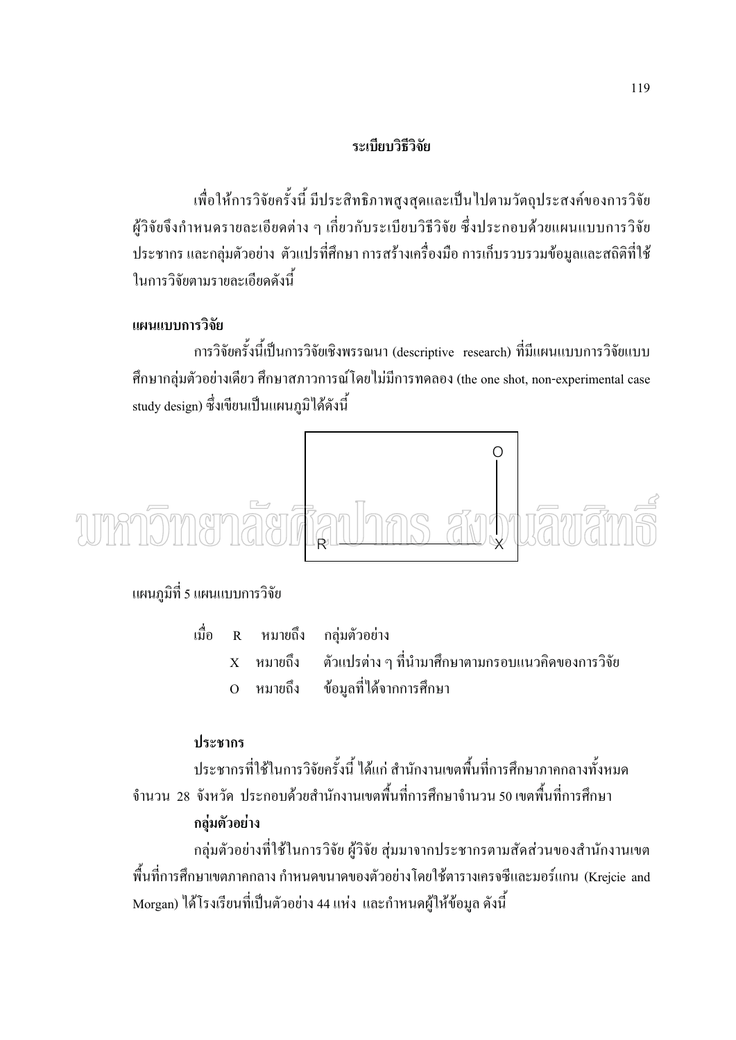## ระเบียบวิธีวิจัย

เพื่อให้การวิจัยครั้งนี้ มีประสิทธิภาพสูงสุดและเป็นไปตามวัตถุประสงค์ของการวิจัย ผู้วิจัยจึงกำหนดรายละเอียดต่าง ๆ เกี่ยวกับระเบียบวิธีวิจัย ซึ่งประกอบด้วยแผนแบบการวิจัย ประชากร และกลุ่มตัวอย่าง ตัวแปรที่ศึกษา การสร้างเครื่องมือ การเก็บรวบรวมข้อมูลและสถิติที่ใช้ในการวิจัยตามรายละเอียดดังนี้

### แผนแบบการวิจัย

การวิจัยครั้งนี้เป็นการวิจัยเชิงพรรณนา (descriptive research) ที่มีแผนแบบการวิจัยแบบศึกษากลุ่มตัวอย่างเดียว ศึกษาสภาวการณ์โดยไม่มีการทดลอง (the one shot, non-experimental case study design) ซึ่งเขียนเป็นแผนภูมิได้ดังนี้

```
                  O
                  |
                  |
R ----------------X
```

แผนภูมิที่ 5 แผนแบบการวิจัย

เมื่อ R หมายถึง กลุ่มตัวอย่าง

X หมายถึง ตัวแปรต่าง ๆ ที่นำมาศึกษาตามกรอบแนวคิดของการวิจัย

O หมายถึง ข้อมูลที่ได้จากการศึกษา

#### ประชากร

ประชากรที่ใช้ในการวิจัยครั้งนี้ ได้แก่ สำนักงานเขตพื้นที่การศึกษาภาคกลางทั้งหมด จำนวน 28 จังหวัด ประกอบด้วยสำนักงานเขตพื้นที่การศึกษาจำนวน 50 เขตพื้นที่การศึกษา

#### กลุ่มตัวอย่าง

กลุ่มตัวอย่างที่ใช้ในการวิจัย ผู้วิจัย สุ่มมาจากประชากรตามสัดส่วนของสำนักงานเขตพื้นที่การศึกษาเขตภาคกลาง กำหนดขนาดของตัวอย่างโดยใช้ตารางเครจซีและมอร์แกน (Krejcie and Morgan) ได้โรงเรียนที่เป็นตัวอย่าง 44 แห่ง และกำหนดผู้ให้ข้อมูล ดังนี้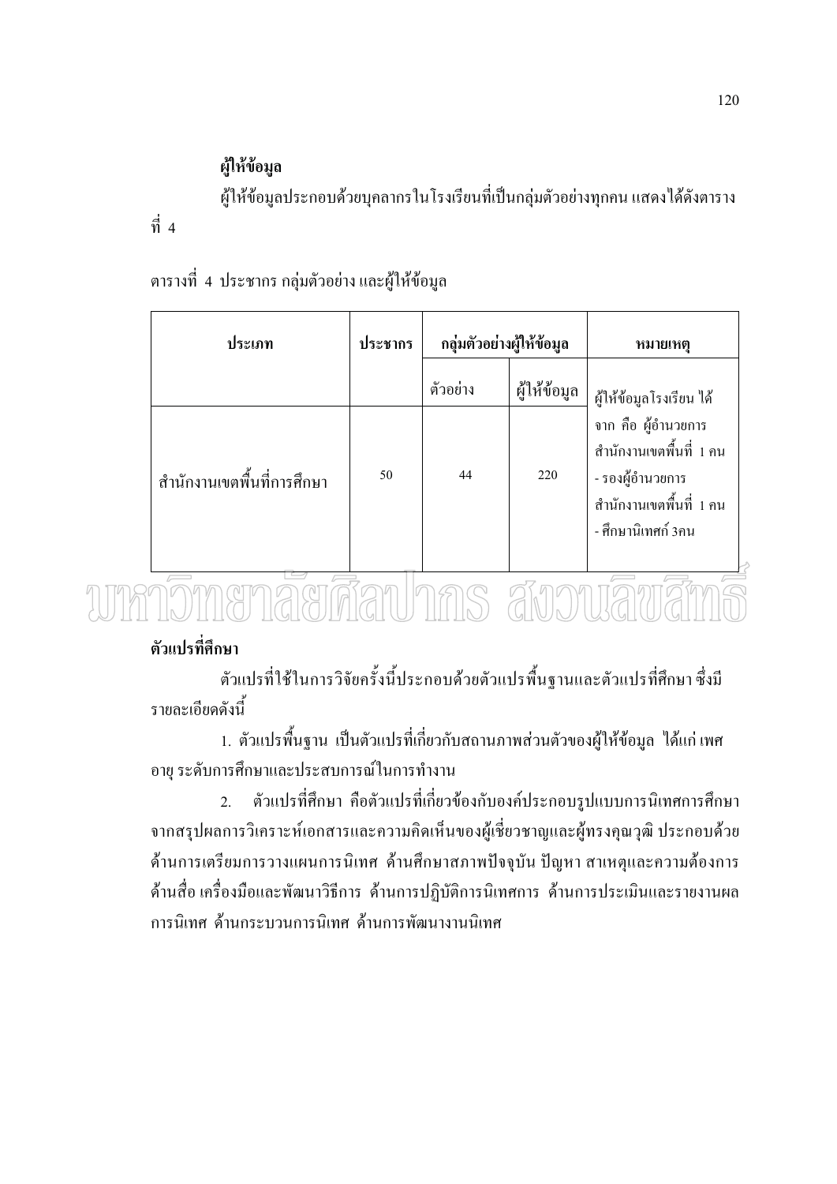**ผู้ให้ข้อมูล**

ผู้ให้ข้อมูลประกอบด้วยบุคลากรในโรงเรียนที่เป็นกลุ่มตัวอย่างทุกคน แสดงได้ดังตารางที่ 4

ตารางที่ 4 ประชากร กลุ่มตัวอย่าง และผู้ให้ข้อมูล

| ประเภท | ประชากร | กลุ่มตัวอย่างผู้ให้ข้อมูล | | หมายเหตุ |
|---|---|---|---|---|
| | | ตัวอย่าง | ผู้ให้ข้อมูล | ผู้ให้ข้อมูลโรงเรียน ได้จาก คือ ผู้อำนวยการสำนักงานเขตพื้นที่ 1 คน - รองผู้อำนวยการสำนักงานเขตพื้นที่ 1 คน - ศึกษานิเทศก์ 3คน |
| สำนักงานเขตพื้นที่การศึกษา | 50 | 44 | 220 | |

**ตัวแปรที่ศึกษา**

ตัวแปรที่ใช้ในการวิจัยครั้งนี้ประกอบด้วยตัวแปรพื้นฐานและตัวแปรที่ศึกษา ซึ่งมีรายละเอียดดังนี้

1. ตัวแปรพื้นฐาน เป็นตัวแปรที่เกี่ยวกับสถานภาพส่วนตัวของผู้ให้ข้อมูล ได้แก่ เพศ อายุ ระดับการศึกษาและประสบการณ์ในการทำงาน

2. ตัวแปรที่ศึกษา คือตัวแปรที่เกี่ยวข้องกับองค์ประกอบรูปแบบการนิเทศการศึกษา จากสรุปผลการวิเคราะห์เอกสารและความคิดเห็นของผู้เชี่ยวชาญและผู้ทรงคุณวุฒิ ประกอบด้วย ด้านการเตรียมการวางแผนการนิเทศ ด้านศึกษาสภาพปัจจุบัน ปัญหา สาเหตุและความต้องการ ด้านสื่อ เครื่องมือและพัฒนาวิธีการ ด้านการปฏิบัติการนิเทศการ ด้านการประเมินและรายงานผลการนิเทศ ด้านกระบวนการนิเทศ ด้านการพัฒนางานนิเทศ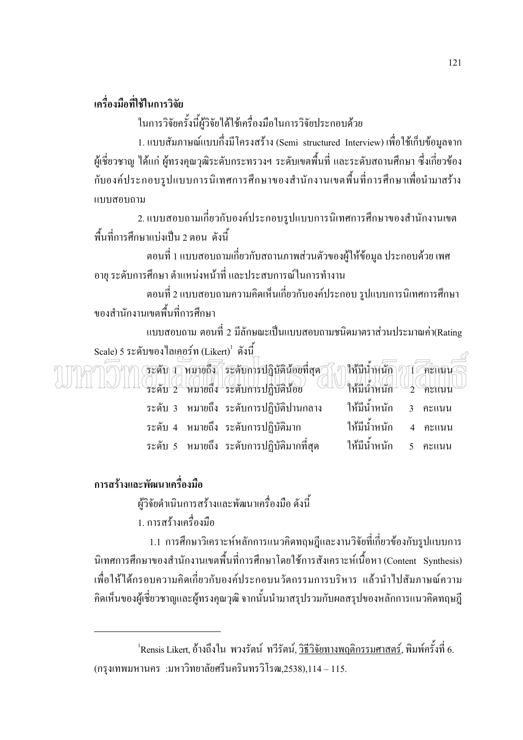**เครื่องมือที่ใช้ในการวิจัย**

ในการวิจัยครั้งนี้ผู้วิจัยได้ใช้เครื่องมือในการวิจัยประกอบด้วย

1. แบบสัมภาษณ์แบบกึ่งมีโครงสร้าง (Semi structured Interview) เพื่อใช้เก็บข้อมูลจากผู้เชี่ยวชาญ ได้แก่ ผู้ทรงคุณวุฒิระดับกระทรวงฯ ระดับเขตพื้นที่ และระดับสถานศึกษา ซึ่งเกี่ยวข้องกับองค์ประกอบรูปแบบการนิเทศการศึกษาของสำนักงานเขตพื้นที่การศึกษาเพื่อนำมาสร้างแบบสอบถาม

2. แบบสอบถามเกี่ยวกับองค์ประกอบรูปแบบการนิเทศการศึกษาของสำนักงานเขตพื้นที่การศึกษาแบ่งเป็น 2 ตอน ดังนี้

ตอนที่ 1 แบบสอบถามเกี่ยวกับสถานภาพส่วนตัวของผู้ให้ข้อมูล ประกอบด้วย เพศ อายุ ระดับการศึกษา ตำแหน่งหน้าที่ และประสบการณ์ในการทำงาน

ตอนที่ 2 แบบสอบถามความคิดเห็นเกี่ยวกับองค์ประกอบ รูปแบบการนิเทศการศึกษาของสำนักงานเขตพื้นที่การศึกษา

แบบสอบถาม ตอนที่ 2 มีลักษณะเป็นแบบสอบถามชนิดมาตราส่วนประมาณค่า(Rating Scale) 5 ระดับของไลเคอร์ท (Likert)[1] ดังนี้

ระดับ 1 หมายถึง ระดับการปฏิบัติน้อยที่สุด ให้มีน้ำหนัก 1 คะแนน
ระดับ 2 หมายถึง ระดับการปฏิบัติน้อย ให้มีน้ำหนัก 2 คะแนน
ระดับ 3 หมายถึง ระดับการปฏิบัติปานกลาง ให้มีน้ำหนัก 3 คะแนน
ระดับ 4 หมายถึง ระดับการปฏิบัติมาก ให้มีน้ำหนัก 4 คะแนน
ระดับ 5 หมายถึง ระดับการปฏิบัติมากที่สุด ให้มีน้ำหนัก 5 คะแนน

**การสร้างและพัฒนาเครื่องมือ**

ผู้วิจัยดำเนินการสร้างและพัฒนาเครื่องมือ ดังนี้

1. การสร้างเครื่องมือ

1.1 การศึกษาวิเคราะห์หลักการแนวคิดทฤษฎีและงานวิจัยที่เกี่ยวข้องกับรูปแบบการนิเทศการศึกษาของสำนักงานเขตพื้นที่การศึกษาโดยใช้การสังเคราะห์เนื้อหา (Content Synthesis) เพื่อให้ได้กรอบความคิดเกี่ยวกับองค์ประกอบนวัตกรรมการบริหาร แล้วนำไปสัมภาษณ์ความคิดเห็นของผู้เชี่ยวชาญและผู้ทรงคุณวุฒิ จากนั้นนำมาสรุปรวมกับผลสรุปของหลักการแนวคิดทฤษฎี

---

[1] Rensis Likert, อ้างถึงใน พวงรัตน์ ทวีรัตน์, วิธีวิจัยทางพฤติกรรมศาสตร์, พิมพ์ครั้งที่ 6. (กรุงเทพมหานคร :มหาวิทยาลัยศรีนครินทรวิโรฒ,2538),114 – 115.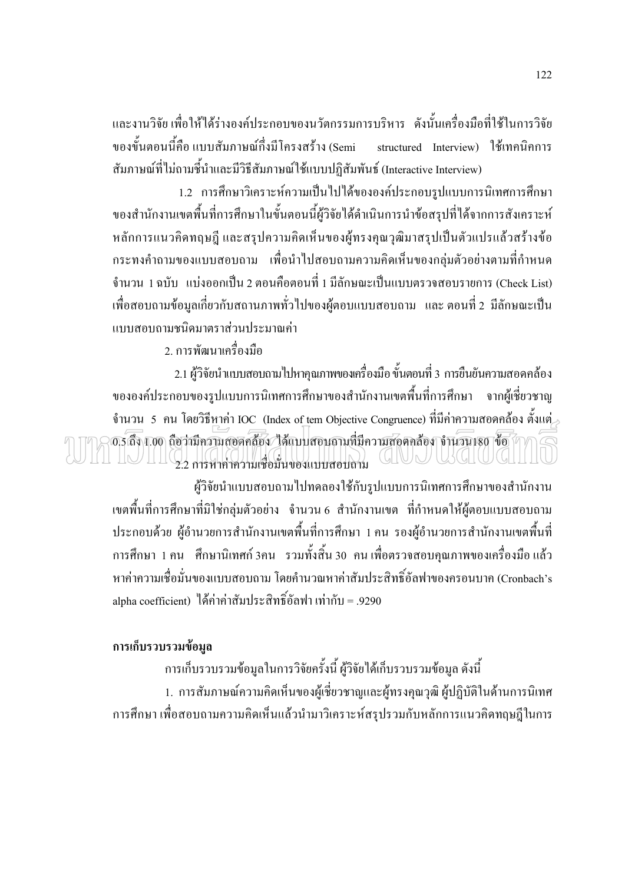และงานวิจัย เพื่อให้ได้ร่างองค์ประกอบของนวัตกรรมการบริหาร ดังนั้นเครื่องมือที่ใช้ในการวิจัยของขั้นตอนนี้คือ แบบสัมภาษณ์กึ่งมีโครงสร้าง (Semi structured Interview) ใช้เทคนิคการสัมภาษณ์ที่ไม่ถามชี้นำและมีวิธีสัมภาษณ์ใช้แบบปฏิสัมพันธ์ (Interactive Interview)

1.2 การศึกษาวิเคราะห์ความเป็นไปได้ขององค์ประกอบรูปแบบการนิเทศการศึกษาของสำนักงานเขตพื้นที่การศึกษาในขั้นตอนนี้ผู้วิจัยได้ดำเนินการนำข้อสรุปที่ได้จากการสังเคราะห์หลักการแนวคิดทฤษฎี และสรุปความคิดเห็นของผู้ทรงคุณวุฒิมาสรุปเป็นตัวแปรแล้วสร้างข้อกระทงคำถามของแบบสอบถาม เพื่อนำไปสอบถามความคิดเห็นของกลุ่มตัวอย่างตามที่กำหนด จำนวน 1 ฉบับ แบ่งออกเป็น 2 ตอนคือตอนที่ 1 มีลักษณะเป็นแบบตรวจสอบรายการ (Check List) เพื่อสอบถามข้อมูลเกี่ยวกับสถานภาพทั่วไปของผู้ตอบแบบสอบถาม และ ตอนที่ 2 มีลักษณะเป็นแบบสอบถามชนิดมาตราส่วนประมาณค่า

2. การพัฒนาเครื่องมือ

2.1 ผู้วิจัยนำแบบสอบถามไปหาคุณภาพของเครื่องมือ ขั้นตอนที่ 3 การยืนยันความสอดคล้องขององค์ประกอบของรูปแบบการนิเทศการศึกษาของสำนักงานเขตพื้นที่การศึกษา จากผู้เชี่ยวชาญ จำนวน 5 คน โดยวิธีหาค่า IOC (Index of tem Objective Congruence) ที่มีค่าความสอดคล้อง ตั้งแต่ 0.5 ถึง 1.00 ถือว่ามีความสอดคล้อง ได้แบบสอบถามที่มีความสอดคล้อง จำนวน180 ข้อ

2.2 การหาค่าความเชื่อมั่นของแบบสอบถาม

ผู้วิจัยนำแบบสอบถามไปทดลองใช้กับรูปแบบการนิเทศการศึกษาของสำนักงานเขตพื้นที่การศึกษาที่มิใช่กลุ่มตัวอย่าง จำนวน 6 สำนักงานเขต ที่กำหนดให้ผู้ตอบแบบสอบถามประกอบด้วย ผู้อำนวยการสำนักงานเขตพื้นที่การศึกษา 1 คน รองผู้อำนวยการสำนักงานเขตพื้นที่การศึกษา 1 คน ศึกษานิเทศก์ 3คน รวมทั้งสิ้น 30 คน เพื่อตรวจสอบคุณภาพของเครื่องมือ แล้วหาค่าความเชื่อมั่นของแบบสอบถาม โดยคำนวณหาค่าสัมประสิทธิ์อัลฟาของครอนบาค (Cronbach's alpha coefficient) ได้ค่าค่าสัมประสิทธิ์อัลฟา เท่ากับ = .9290

**การเก็บรวบรวมข้อมูล**

การเก็บรวบรวมข้อมูลในการวิจัยครั้งนี้ ผู้วิจัยได้เก็บรวบรวมข้อมูล ดังนี้

1. การสัมภาษณ์ความคิดเห็นของผู้เชี่ยวชาญและผู้ทรงคุณวุฒิ ผู้ปฏิบัติในด้านการนิเทศการศึกษา เพื่อสอบถามความคิดเห็นแล้วนำมาวิเคราะห์สรุปรวมกับหลักการแนวคิดทฤษฎีในการ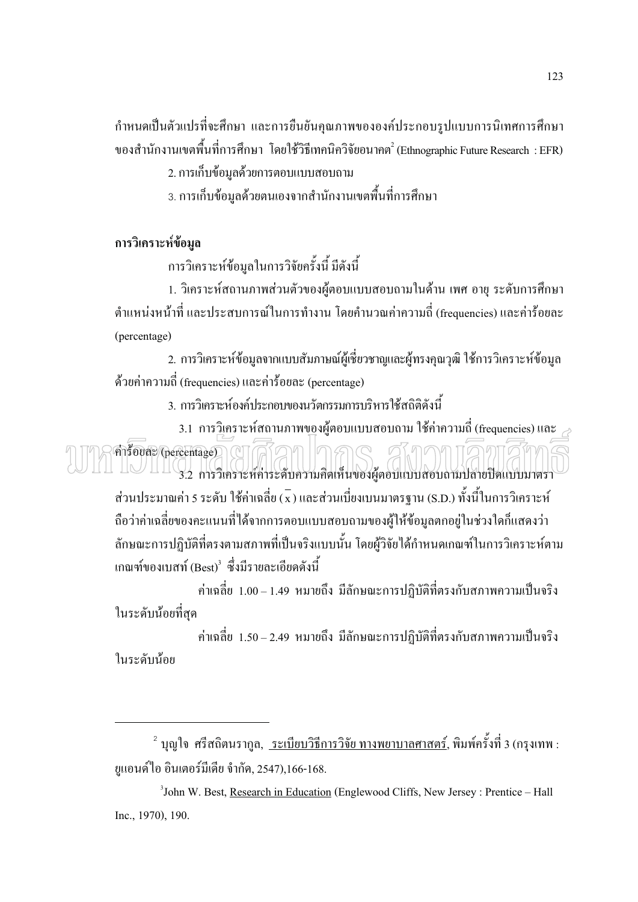กำหนดเป็นตัวแปรที่จะศึกษา และการยืนยันคุณภาพขององค์ประกอบรูปแบบการนิเทศการศึกษาของสำนักงานเขตพื้นที่การศึกษา โดยใช้วิธีเทคนิควิจัยอนาคต[2] (Ethnographic Future Research : EFR)

2. การเก็บข้อมูลด้วยการตอบแบบสอบถาม

3. การเก็บข้อมูลด้วยตนเองจากสำนักงานเขตพื้นที่การศึกษา

**การวิเคราะห์ข้อมูล**

การวิเคราะห์ข้อมูลในการวิจัยครั้งนี้ มีดังนี้

1. วิเคราะห์สถานภาพส่วนตัวของผู้ตอบแบบสอบถามในด้าน เพศ อายุ ระดับการศึกษา ตำแหน่งหน้าที่ และประสบการณ์ในการทำงาน โดยคำนวณค่าความถี่ (frequencies) และค่าร้อยละ (percentage)

2. การวิเคราะห์ข้อมูลจากแบบสัมภาษณ์ผู้เชี่ยวชาญและผู้ทรงคุณวุฒิ ใช้การวิเคราะห์ข้อมูลด้วยค่าความถี่ (frequencies) และค่าร้อยละ (percentage)

3. การวิเคราะห์องค์ประกอบของนวัตกรรมการบริหารใช้สถิติดังนี้

3.1 การวิเคราะห์สถานภาพของผู้ตอบแบบสอบถาม ใช้ค่าความถี่ (frequencies) และค่าร้อยละ (percentage)

3.2 การวิเคราะห์ค่าระดับความคิดเห็นของผู้ตอบแบบสอบถามปลายปิดแบบมาตราส่วนประมาณค่า 5 ระดับ ใช้ค่าเฉลี่ย ($\bar{x}$) และส่วนเบี่ยงเบนมาตรฐาน (S.D.) ทั้งนี้ในการวิเคราะห์ถือว่าค่าเฉลี่ยของคะแนนที่ได้จากการตอบแบบสอบถามของผู้ให้ข้อมูลตกอยู่ในช่วงใดก็แสดงว่าลักษณะการปฏิบัติที่ตรงตามสภาพที่เป็นจริงแบบนั้น โดยผู้วิจัยได้กำหนดเกณฑ์ในการวิเคราะห์ตามเกณฑ์ของเบสท์ (Best)[3] ซึ่งมีรายละเอียดดังนี้

ค่าเฉลี่ย 1.00 – 1.49 หมายถึง มีลักษณะการปฏิบัติที่ตรงกับสภาพความเป็นจริงในระดับน้อยที่สุด

ค่าเฉลี่ย 1.50 – 2.49 หมายถึง มีลักษณะการปฏิบัติที่ตรงกับสภาพความเป็นจริงในระดับน้อย

---

[2] บุญใจ ศรีสถิตนรากูล, ระเบียบวิธีการวิจัย ทางพยาบาลศาสตร์, พิมพ์ครั้งที่ 3 (กรุงเทพ : ยูแอนด์ไอ อินเตอร์มีเดีย จำกัด, 2547),166-168.

[3] John W. Best, Research in Education (Englewood Cliffs, New Jersey : Prentice – Hall Inc., 1970), 190.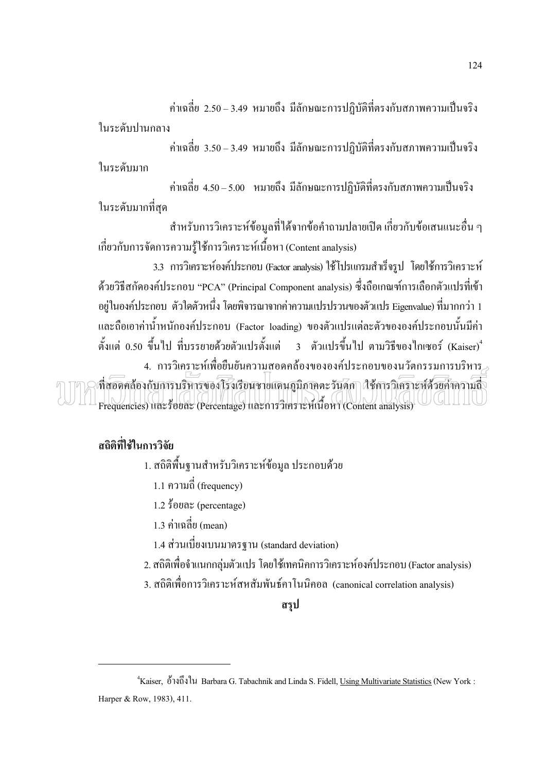ค่าเฉลี่ย 2.50 – 3.49 หมายถึง มีลักษณะการปฏิบัติที่ตรงกับสภาพความเป็นจริงในระดับปานกลาง

ค่าเฉลี่ย 3.50 – 3.49 หมายถึง มีลักษณะการปฏิบัติที่ตรงกับสภาพความเป็นจริงในระดับมาก

ค่าเฉลี่ย 4.50 – 5.00 หมายถึง มีลักษณะการปฏิบัติที่ตรงกับสภาพความเป็นจริงในระดับมากที่สุด

สำหรับการวิเคราะห์ข้อมูลที่ได้จากข้อคำถามปลายเปิด เกี่ยวกับข้อเสนอแนะอื่น ๆ เกี่ยวกับการจัดการความรู้ใช้การวิเคราะห์เนื้อหา (Content analysis)

3.3 การวิเคราะห์องค์ประกอบ (Factor analysis) ใช้โปรแกรมสำเร็จรูป โดยใช้การวิเคราะห์ด้วยวิธีสกัดองค์ประกอบ "PCA" (Principal Component analysis) ซึ่งถือเกณฑ์การเลือกตัวแปรที่เข้าอยู่ในองค์ประกอบ ตัวใดตัวหนึ่ง โดยพิจารณาจากค่าความแปรปรวนของตัวแปร Eigenvalue) ที่มากกว่า 1 และถือเอาค่าน้ำหนักองค์ประกอบ (Factor loading) ของตัวแปรแต่ละตัวขององค์ประกอบนั้นมีค่าตั้งแต่ 0.50 ขึ้นไป ที่บรรยายด้วยตัวแปรตั้งแต่ 3 ตัวแปรขึ้นไป ตามวิธีของไกเซอร์ (Kaiser)[4]

4. การวิเคราะห์เพื่อยืนยันความสอดคล้องขององค์ประกอบของนวัตกรรมการบริหารที่สอดคล้องกับการบริหารของโรงเรียนชายแดนภูมิภาคตะวันตก ใช้การวิเคราะห์ด้วยค่าความถี่ Frequencies) และร้อยละ (Percentage) และการวิเคราะห์เนื้อหา (Content analysis)

**สถิติที่ใช้ในการวิจัย**

1. สถิติพื้นฐานสำหรับวิเคราะห์ข้อมูล ประกอบด้วย
   1.1 ความถี่ (frequency)
   1.2 ร้อยละ (percentage)
   1.3 ค่าเฉลี่ย (mean)
   1.4 ส่วนเบี่ยงเบนมาตรฐาน (standard deviation)
2. สถิติเพื่อจำแนกกลุ่มตัวแปร โดยใช้เทคนิคการวิเคราะห์องค์ประกอบ (Factor analysis)
3. สถิติเพื่อการวิเคราะห์สหสัมพันธ์คาโนนิคอล (canonical correlation analysis)

**สรุป**

---

[4] Kaiser, อ้างถึงใน Barbara G. Tabachnik and Linda S. Fidell, Using Multivariate Statistics (New York : Harper & Row, 1983), 411.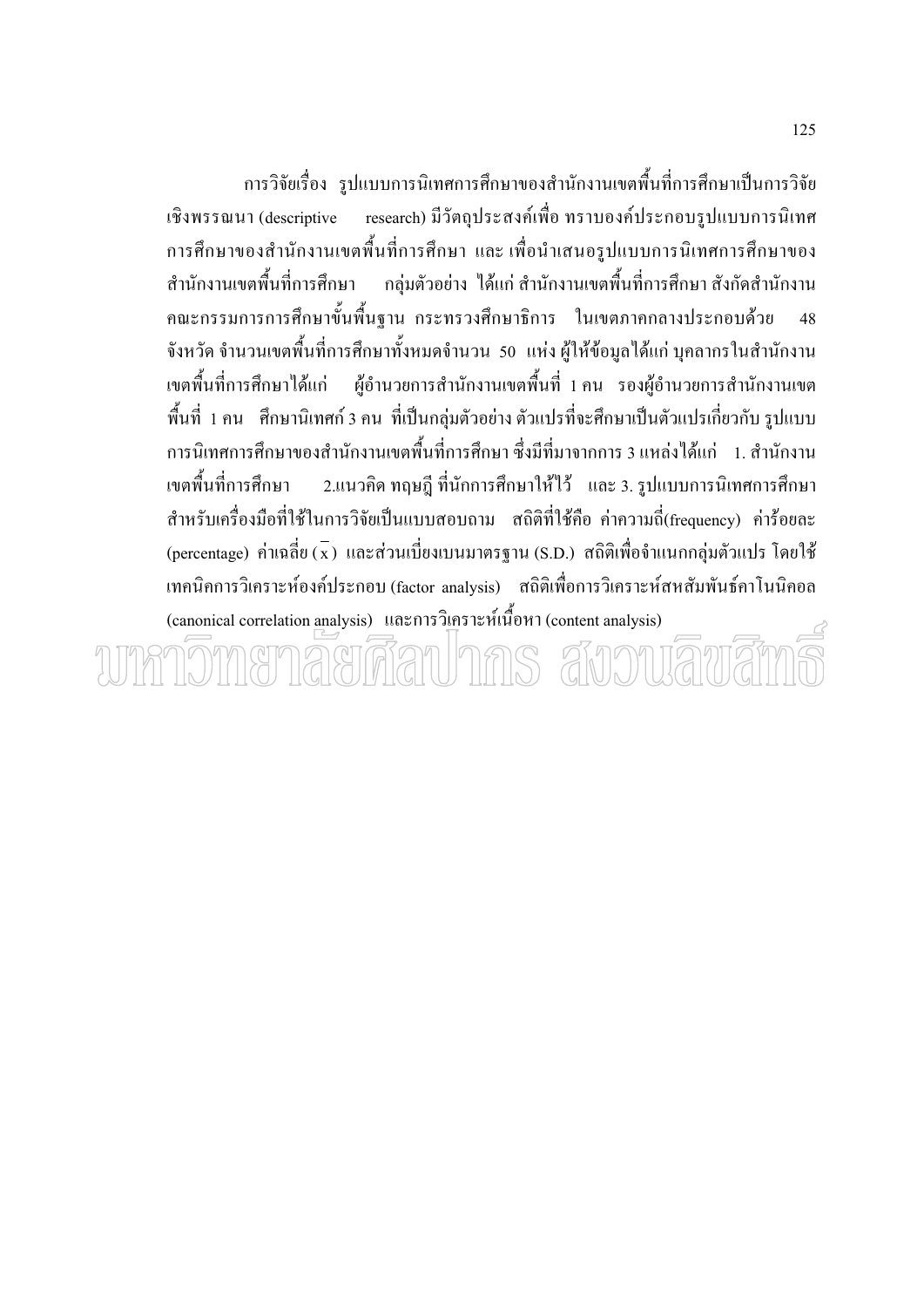การวิจัยเรื่อง รูปแบบการนิเทศการศึกษาของสำนักงานเขตพื้นที่การศึกษาเป็นการวิจัยเชิงพรรณนา (descriptive research) มีวัตถุประสงค์เพื่อ ทราบองค์ประกอบรูปแบบการนิเทศการศึกษาของสำนักงานเขตพื้นที่การศึกษา และ เพื่อนำเสนอรูปแบบการนิเทศการศึกษาของสำนักงานเขตพื้นที่การศึกษา กลุ่มตัวอย่าง ได้แก่ สำนักงานเขตพื้นที่การศึกษา สังกัดสำนักงานคณะกรรมการการศึกษาขั้นพื้นฐาน กระทรวงศึกษาธิการ ในเขตภาคกลางประกอบด้วย 48 จังหวัด จำนวนเขตพื้นที่การศึกษาทั้งหมดจำนวน 50 แห่ง ผู้ให้ข้อมูลได้แก่ บุคลากรในสำนักงานเขตพื้นที่การศึกษาได้แก่ ผู้อำนวยการสำนักงานเขตพื้นที่ 1 คน รองผู้อำนวยการสำนักงานเขตพื้นที่ 1 คน ศึกษานิเทศก์ 3 คน ที่เป็นกลุ่มตัวอย่าง ตัวแปรที่จะศึกษาเป็นตัวแปรเกี่ยวกับ รูปแบบการนิเทศการศึกษาของสำนักงานเขตพื้นที่การศึกษา ซึ่งมีที่มาจากการ 3 แหล่งได้แก่ 1. สำนักงานเขตพื้นที่การศึกษา 2.แนวคิด ทฤษฎี ที่นักการศึกษาให้ไว้ และ 3. รูปแบบการนิเทศการศึกษา สำหรับเครื่องมือที่ใช้ในการวิจัยเป็นแบบสอบถาม สถิติที่ใช้คือ ค่าความถี่(frequency) ค่าร้อยละ (percentage) ค่าเฉลี่ย ($\bar{x}$) และส่วนเบี่ยงเบนมาตรฐาน (S.D.) สถิติเพื่อจำแนกกลุ่มตัวแปร โดยใช้เทคนิคการวิเคราะห์องค์ประกอบ (factor analysis) สถิติเพื่อการวิเคราะห์สหสัมพันธ์คาโนนิคอล (canonical correlation analysis) และการวิเคราะห์เนื้อหา (content analysis)